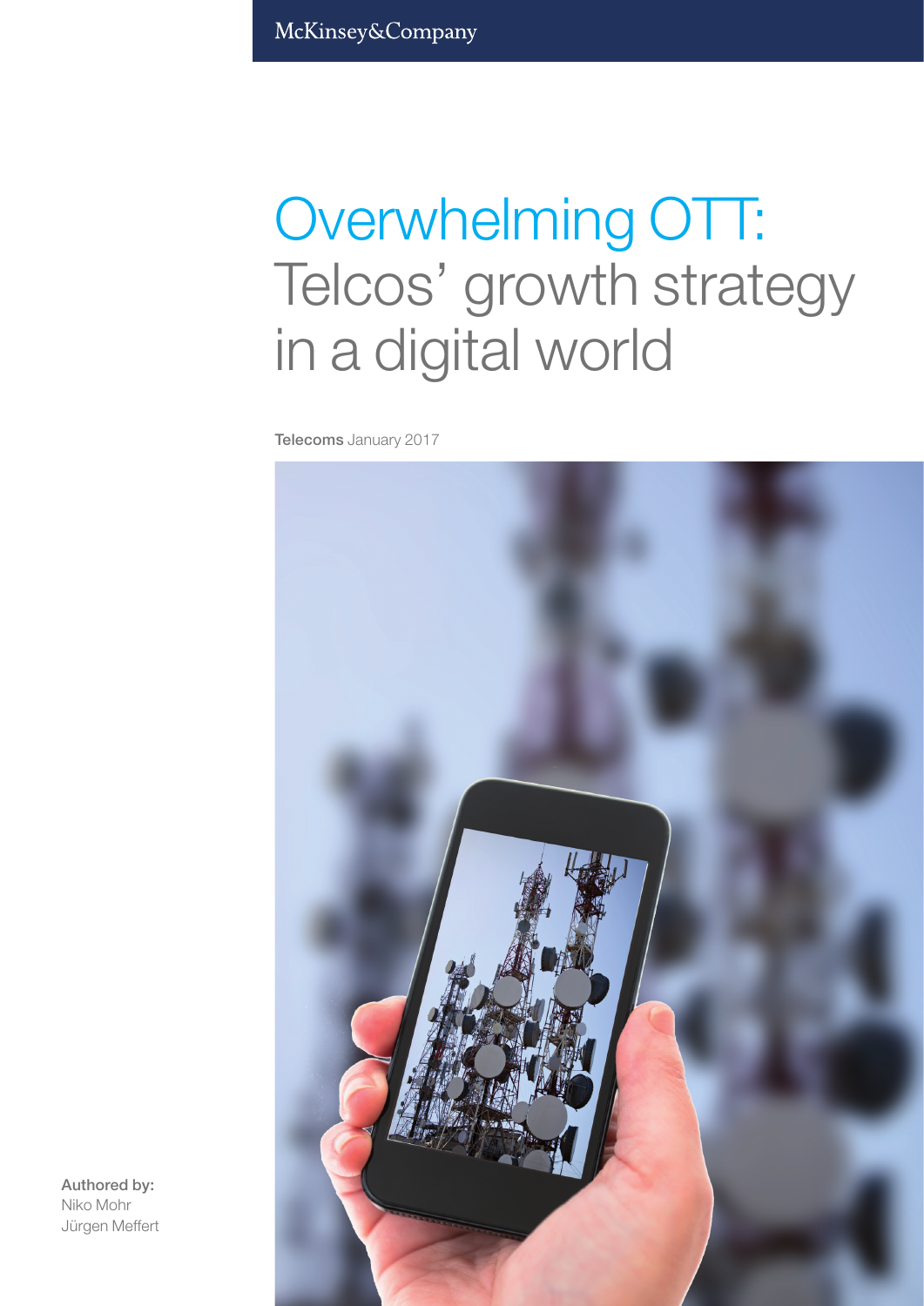McKinsey&Company

# Overwhelming OTT: Telcos' growth strategy in a digital world

**Telecoms** January 2017

**Authored by:**
Niko Mohr
Jürgen Meffert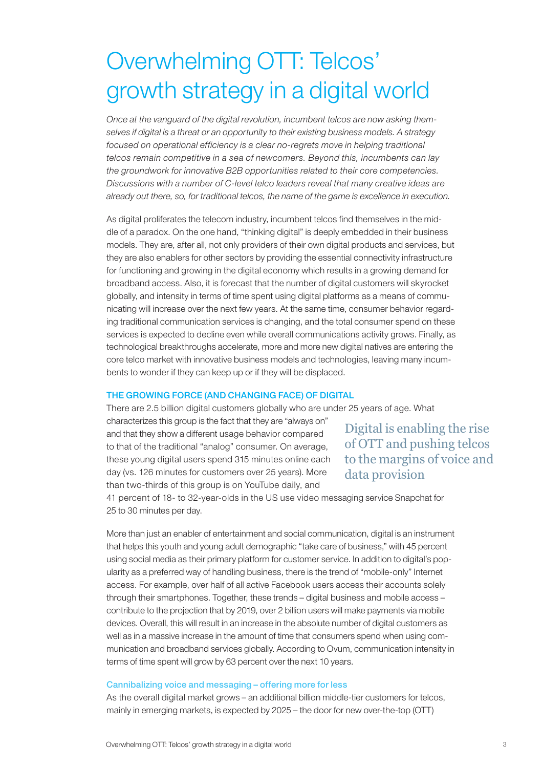# Overwhelming OTT: Telcos' growth strategy in a digital world

*Once at the vanguard of the digital revolution, incumbent telcos are now asking themselves if digital is a threat or an opportunity to their existing business models. A strategy focused on operational efficiency is a clear no-regrets move in helping traditional telcos remain competitive in a sea of newcomers. Beyond this, incumbents can lay the groundwork for innovative B2B opportunities related to their core competencies. Discussions with a number of C-level telco leaders reveal that many creative ideas are already out there, so, for traditional telcos, the name of the game is excellence in execution.*

As digital proliferates the telecom industry, incumbent telcos find themselves in the middle of a paradox. On the one hand, "thinking digital" is deeply embedded in their business models. They are, after all, not only providers of their own digital products and services, but they are also enablers for other sectors by providing the essential connectivity infrastructure for functioning and growing in the digital economy which results in a growing demand for broadband access. Also, it is forecast that the number of digital customers will skyrocket globally, and intensity in terms of time spent using digital platforms as a means of communicating will increase over the next few years. At the same time, consumer behavior regarding traditional communication services is changing, and the total consumer spend on these services is expected to decline even while overall communications activity grows. Finally, as technological breakthroughs accelerate, more and more new digital natives are entering the core telco market with innovative business models and technologies, leaving many incumbents to wonder if they can keep up or if they will be displaced.

## THE GROWING FORCE (AND CHANGING FACE) OF DIGITAL

There are 2.5 billion digital customers globally who are under 25 years of age. What characterizes this group is the fact that they are "always on" and that they show a different usage behavior compared to that of the traditional "analog" consumer. On average, these young digital users spend 315 minutes online each day (vs. 126 minutes for customers over 25 years). More than two-thirds of this group is on YouTube daily, and 41 percent of 18- to 32-year-olds in the US use video messaging service Snapchat for 25 to 30 minutes per day.

> Digital is enabling the rise of OTT and pushing telcos to the margins of voice and data provision

More than just an enabler of entertainment and social communication, digital is an instrument that helps this youth and young adult demographic "take care of business," with 45 percent using social media as their primary platform for customer service. In addition to digital's popularity as a preferred way of handling business, there is the trend of "mobile-only" Internet access. For example, over half of all active Facebook users access their accounts solely through their smartphones. Together, these trends – digital business and mobile access – contribute to the projection that by 2019, over 2 billion users will make payments via mobile devices. Overall, this will result in an increase in the absolute number of digital customers as well as in a massive increase in the amount of time that consumers spend when using communication and broadband services globally. According to Ovum, communication intensity in terms of time spent will grow by 63 percent over the next 10 years.

### Cannibalizing voice and messaging – offering more for less

As the overall digital market grows – an additional billion middle-tier customers for telcos, mainly in emerging markets, is expected by 2025 – the door for new over-the-top (OTT)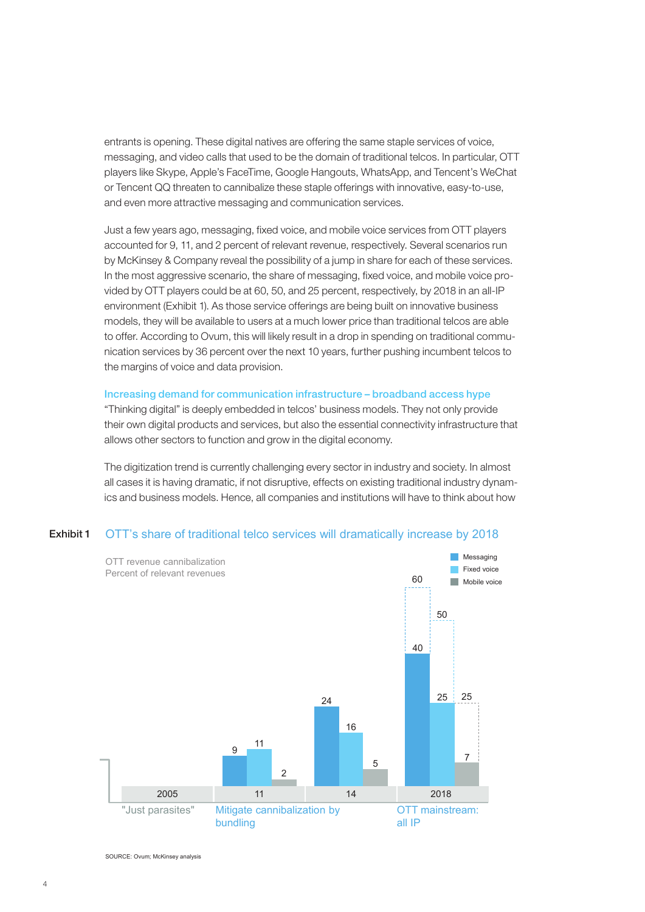entrants is opening. These digital natives are offering the same staple services of voice, messaging, and video calls that used to be the domain of traditional telcos. In particular, OTT players like Skype, Apple's FaceTime, Google Hangouts, WhatsApp, and Tencent's WeChat or Tencent QQ threaten to cannibalize these staple offerings with innovative, easy-to-use, and even more attractive messaging and communication services.

Just a few years ago, messaging, fixed voice, and mobile voice services from OTT players accounted for 9, 11, and 2 percent of relevant revenue, respectively. Several scenarios run by McKinsey & Company reveal the possibility of a jump in share for each of these services. In the most aggressive scenario, the share of messaging, fixed voice, and mobile voice provided by OTT players could be at 60, 50, and 25 percent, respectively, by 2018 in an all-IP environment (Exhibit 1). As those service offerings are being built on innovative business models, they will be available to users at a much lower price than traditional telcos are able to offer. According to Ovum, this will likely result in a drop in spending on traditional communication services by 36 percent over the next 10 years, further pushing incumbent telcos to the margins of voice and data provision.

### Increasing demand for communication infrastructure – broadband access hype

"Thinking digital" is deeply embedded in telcos' business models. They not only provide their own digital products and services, but also the essential connectivity infrastructure that allows other sectors to function and grow in the digital economy.

The digitization trend is currently challenging every sector in industry and society. In almost all cases it is having dramatic, if not disruptive, effects on existing traditional industry dynamics and business models. Hence, all companies and institutions will have to think about how

**Exhibit 1** OTT's share of traditional telco services will dramatically increase by 2018

OTT revenue cannibalization
Percent of relevant revenues

| Year | Scenario | Messaging | Fixed voice | Mobile voice |
|---|---|---|---|---|
| 2005 | "Just parasites" | | | |
| 11 | Mitigate cannibalization by bundling | 9 | 11 | 2 |
| 14 | | 24 | 16 | 5 |
| 2018 | OTT mainstream: all IP | 40 (60) | 25 (50) | 7 (25) |

SOURCE: Ovum; McKinsey analysis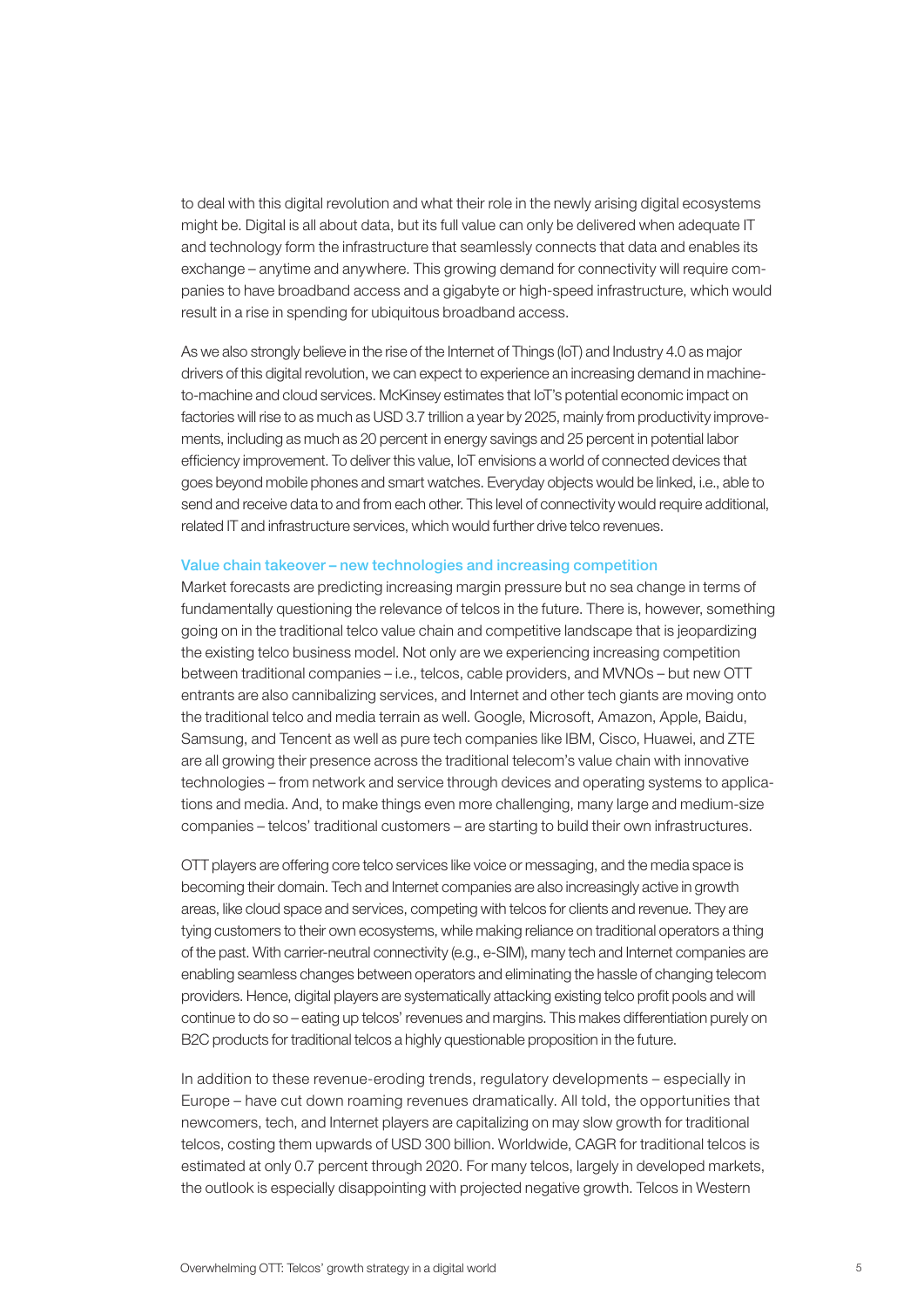to deal with this digital revolution and what their role in the newly arising digital ecosystems might be. Digital is all about data, but its full value can only be delivered when adequate IT and technology form the infrastructure that seamlessly connects that data and enables its exchange – anytime and anywhere. This growing demand for connectivity will require companies to have broadband access and a gigabyte or high-speed infrastructure, which would result in a rise in spending for ubiquitous broadband access.

As we also strongly believe in the rise of the Internet of Things (IoT) and Industry 4.0 as major drivers of this digital revolution, we can expect to experience an increasing demand in machine-to-machine and cloud services. McKinsey estimates that IoT's potential economic impact on factories will rise to as much as USD 3.7 trillion a year by 2025, mainly from productivity improvements, including as much as 20 percent in energy savings and 25 percent in potential labor efficiency improvement. To deliver this value, IoT envisions a world of connected devices that goes beyond mobile phones and smart watches. Everyday objects would be linked, i.e., able to send and receive data to and from each other. This level of connectivity would require additional, related IT and infrastructure services, which would further drive telco revenues.

### Value chain takeover – new technologies and increasing competition

Market forecasts are predicting increasing margin pressure but no sea change in terms of fundamentally questioning the relevance of telcos in the future. There is, however, something going on in the traditional telco value chain and competitive landscape that is jeopardizing the existing telco business model. Not only are we experiencing increasing competition between traditional companies – i.e., telcos, cable providers, and MVNOs – but new OTT entrants are also cannibalizing services, and Internet and other tech giants are moving onto the traditional telco and media terrain as well. Google, Microsoft, Amazon, Apple, Baidu, Samsung, and Tencent as well as pure tech companies like IBM, Cisco, Huawei, and ZTE are all growing their presence across the traditional telecom's value chain with innovative technologies – from network and service through devices and operating systems to applications and media. And, to make things even more challenging, many large and medium-size companies – telcos' traditional customers – are starting to build their own infrastructures.

OTT players are offering core telco services like voice or messaging, and the media space is becoming their domain. Tech and Internet companies are also increasingly active in growth areas, like cloud space and services, competing with telcos for clients and revenue. They are tying customers to their own ecosystems, while making reliance on traditional operators a thing of the past. With carrier-neutral connectivity (e.g., e-SIM), many tech and Internet companies are enabling seamless changes between operators and eliminating the hassle of changing telecom providers. Hence, digital players are systematically attacking existing telco profit pools and will continue to do so – eating up telcos' revenues and margins. This makes differentiation purely on B2C products for traditional telcos a highly questionable proposition in the future.

In addition to these revenue-eroding trends, regulatory developments – especially in Europe – have cut down roaming revenues dramatically. All told, the opportunities that newcomers, tech, and Internet players are capitalizing on may slow growth for traditional telcos, costing them upwards of USD 300 billion. Worldwide, CAGR for traditional telcos is estimated at only 0.7 percent through 2020. For many telcos, largely in developed markets, the outlook is especially disappointing with projected negative growth. Telcos in Western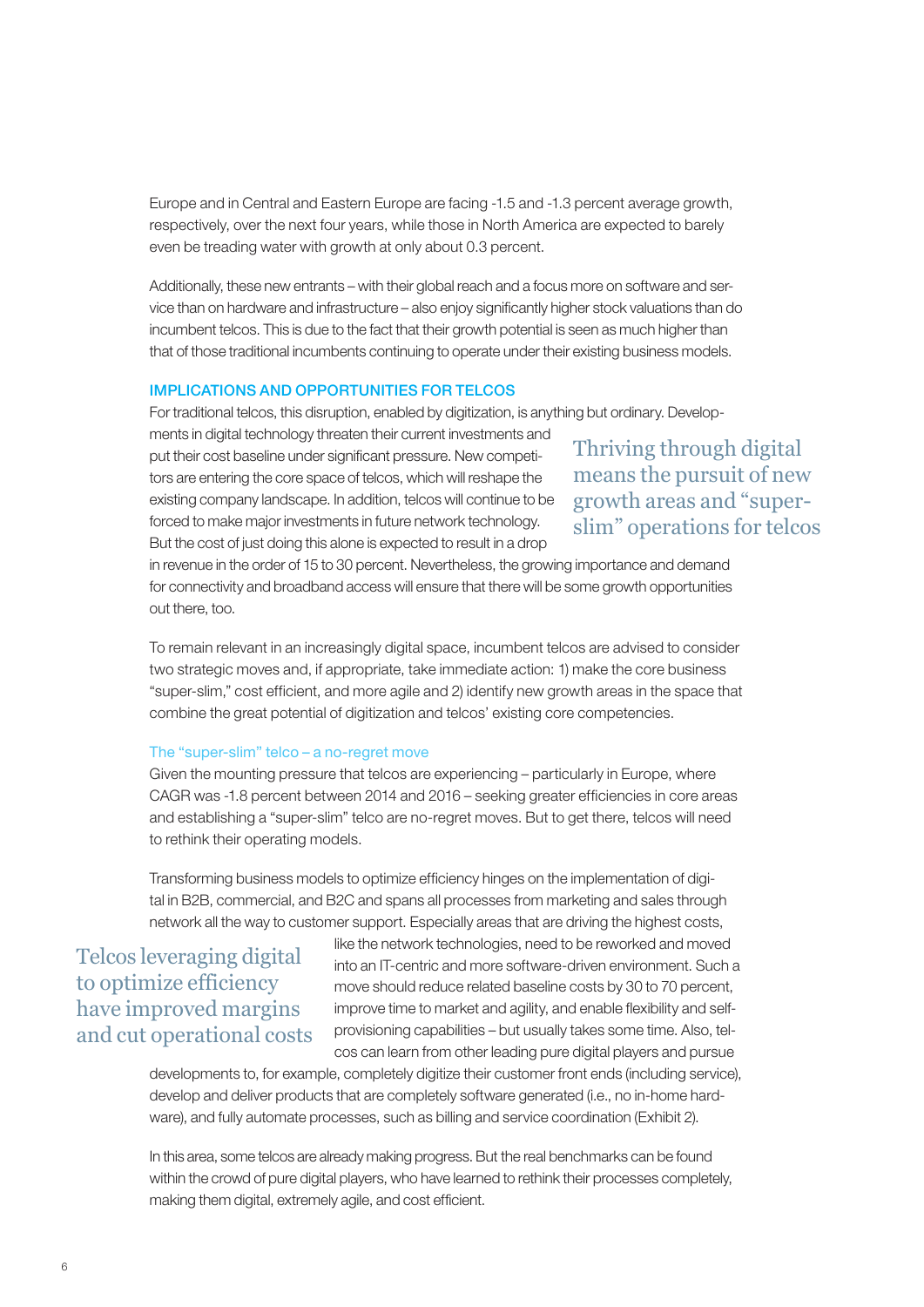Europe and in Central and Eastern Europe are facing -1.5 and -1.3 percent average growth, respectively, over the next four years, while those in North America are expected to barely even be treading water with growth at only about 0.3 percent.

Additionally, these new entrants – with their global reach and a focus more on software and service than on hardware and infrastructure – also enjoy significantly higher stock valuations than do incumbent telcos. This is due to the fact that their growth potential is seen as much higher than that of those traditional incumbents continuing to operate under their existing business models.

## IMPLICATIONS AND OPPORTUNITIES FOR TELCOS

For traditional telcos, this disruption, enabled by digitization, is anything but ordinary. Developments in digital technology threaten their current investments and put their cost baseline under significant pressure. New competitors are entering the core space of telcos, which will reshape the existing company landscape. In addition, telcos will continue to be forced to make major investments in future network technology. But the cost of just doing this alone is expected to result in a drop in revenue in the order of 15 to 30 percent. Nevertheless, the growing importance and demand for connectivity and broadband access will ensure that there will be some growth opportunities out there, too.

> Thriving through digital means the pursuit of new growth areas and "super-slim" operations for telcos

To remain relevant in an increasingly digital space, incumbent telcos are advised to consider two strategic moves and, if appropriate, take immediate action: 1) make the core business "super-slim," cost efficient, and more agile and 2) identify new growth areas in the space that combine the great potential of digitization and telcos' existing core competencies.

### The "super-slim" telco – a no-regret move

Given the mounting pressure that telcos are experiencing – particularly in Europe, where CAGR was -1.8 percent between 2014 and 2016 – seeking greater efficiencies in core areas and establishing a "super-slim" telco are no-regret moves. But to get there, telcos will need to rethink their operating models.

Transforming business models to optimize efficiency hinges on the implementation of digital in B2B, commercial, and B2C and spans all processes from marketing and sales through network all the way to customer support. Especially areas that are driving the highest costs, like the network technologies, need to be reworked and moved into an IT-centric and more software-driven environment. Such a move should reduce related baseline costs by 30 to 70 percent, improve time to market and agility, and enable flexibility and self-provisioning capabilities – but usually takes some time. Also, telcos can learn from other leading pure digital players and pursue developments to, for example, completely digitize their customer front ends (including service), develop and deliver products that are completely software generated (i.e., no in-home hardware), and fully automate processes, such as billing and service coordination (Exhibit 2).

> Telcos leveraging digital to optimize efficiency have improved margins and cut operational costs

In this area, some telcos are already making progress. But the real benchmarks can be found within the crowd of pure digital players, who have learned to rethink their processes completely, making them digital, extremely agile, and cost efficient.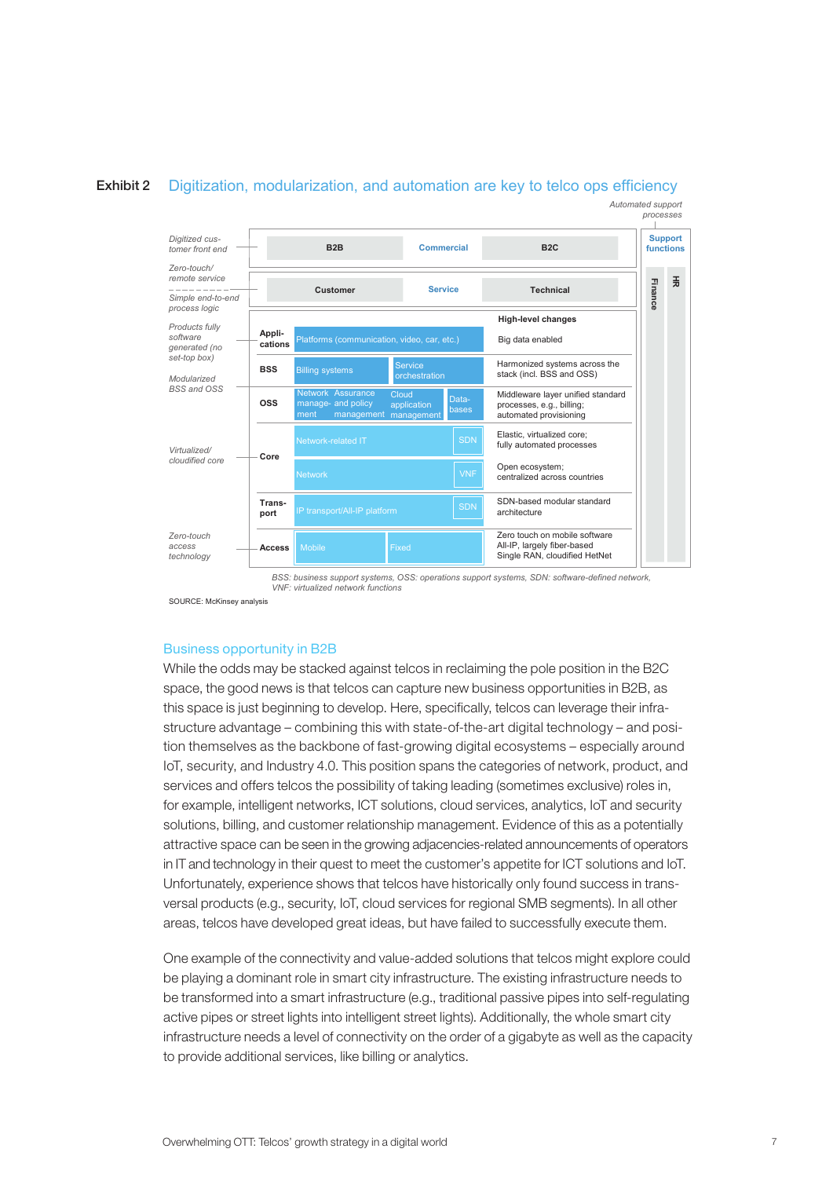**Exhibit 2** Digitization, modularization, and automation are key to telco ops efficiency

*Automated support processes*

| | | | | High-level changes |
|---|---|---|---|---|
| *Digitized customer front end* | | B2B / Commercial / B2C | | |
| *Zero-touch/remote service* | | Customer / Service / Technical | | |
| *Simple end-to-end process logic* | | | | |
| *Products fully software generated (no set-top box)* | Applications | Platforms (communication, video, car, etc.) | | Big data enabled |
| *Modularized BSS and OSS* | BSS | Billing systems | Service orchestration | Harmonized systems across the stack (incl. BSS and OSS) |
| | OSS | Network management / Assurance and policy management / Cloud application management | Databases | Middleware layer unified standard processes, e.g., billing; automated provisioning |
| *Virtualized/cloudified core* | Core | Network-related IT | SDN | Elastic, virtualized core; fully automated processes |
| | | Network | VNF | Open ecosystem; centralized across countries |
| | Transport | IP transport/All-IP platform | SDN | SDN-based modular standard architecture |
| *Zero-touch access technology* | Access | Mobile | Fixed | Zero touch on mobile software<br>All-IP, largely fiber-based<br>Single RAN, cloudified HetNet |

Support functions: Finance, HR

*BSS: business support systems, OSS: operations support systems, SDN: software-defined network, VNF: virtualized network functions*

SOURCE: McKinsey analysis

## Business opportunity in B2B

While the odds may be stacked against telcos in reclaiming the pole position in the B2C space, the good news is that telcos can capture new business opportunities in B2B, as this space is just beginning to develop. Here, specifically, telcos can leverage their infrastructure advantage – combining this with state-of-the-art digital technology – and position themselves as the backbone of fast-growing digital ecosystems – especially around IoT, security, and Industry 4.0. This position spans the categories of network, product, and services and offers telcos the possibility of taking leading (sometimes exclusive) roles in, for example, intelligent networks, ICT solutions, cloud services, analytics, IoT and security solutions, billing, and customer relationship management. Evidence of this as a potentially attractive space can be seen in the growing adjacencies-related announcements of operators in IT and technology in their quest to meet the customer's appetite for ICT solutions and IoT. Unfortunately, experience shows that telcos have historically only found success in transversal products (e.g., security, IoT, cloud services for regional SMB segments). In all other areas, telcos have developed great ideas, but have failed to successfully execute them.

One example of the connectivity and value-added solutions that telcos might explore could be playing a dominant role in smart city infrastructure. The existing infrastructure needs to be transformed into a smart infrastructure (e.g., traditional passive pipes into self-regulating active pipes or street lights into intelligent street lights). Additionally, the whole smart city infrastructure needs a level of connectivity on the order of a gigabyte as well as the capacity to provide additional services, like billing or analytics.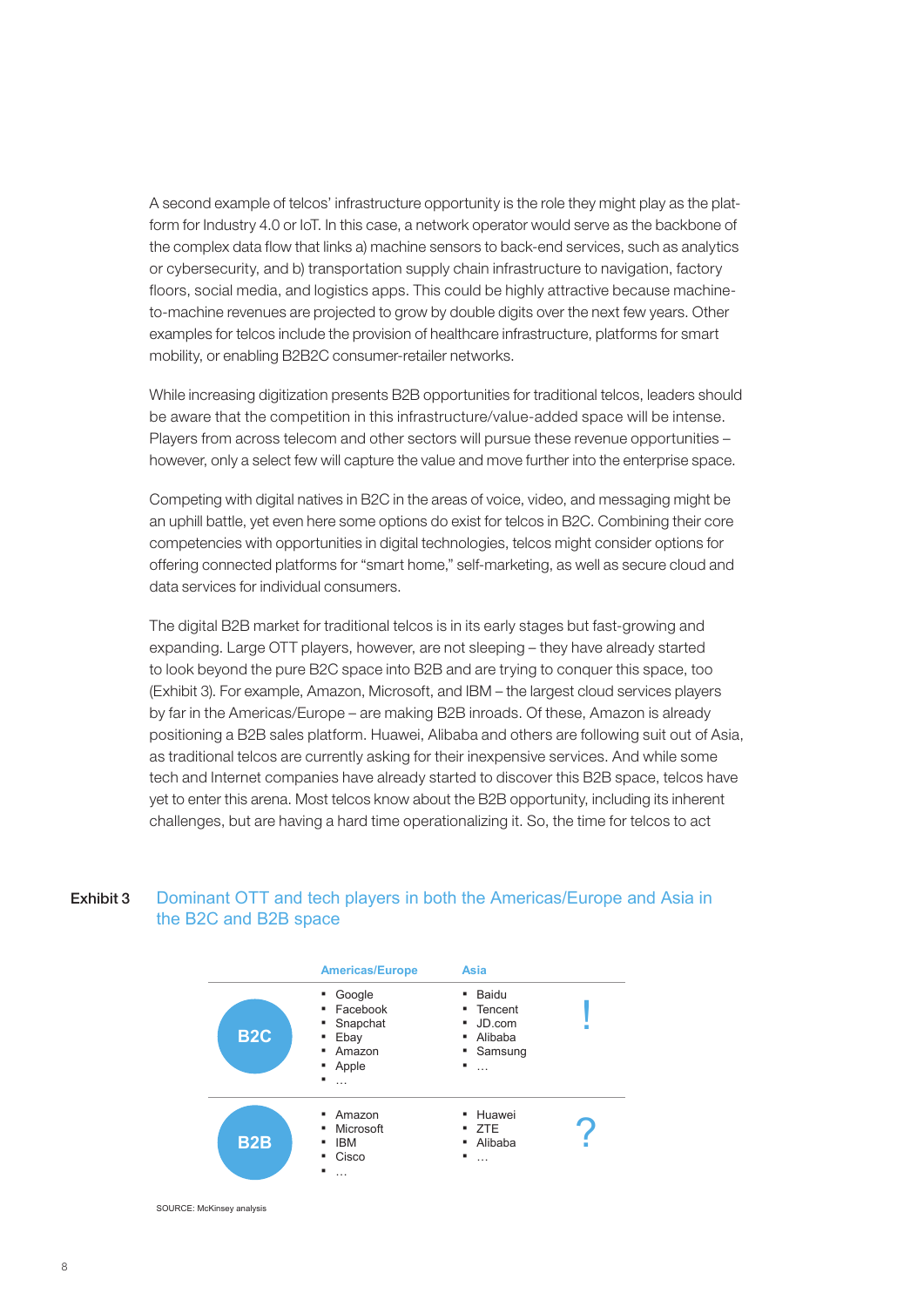A second example of telcos' infrastructure opportunity is the role they might play as the platform for Industry 4.0 or IoT. In this case, a network operator would serve as the backbone of the complex data flow that links a) machine sensors to back-end services, such as analytics or cybersecurity, and b) transportation supply chain infrastructure to navigation, factory floors, social media, and logistics apps. This could be highly attractive because machine-to-machine revenues are projected to grow by double digits over the next few years. Other examples for telcos include the provision of healthcare infrastructure, platforms for smart mobility, or enabling B2B2C consumer-retailer networks.

While increasing digitization presents B2B opportunities for traditional telcos, leaders should be aware that the competition in this infrastructure/value-added space will be intense. Players from across telecom and other sectors will pursue these revenue opportunities – however, only a select few will capture the value and move further into the enterprise space.

Competing with digital natives in B2C in the areas of voice, video, and messaging might be an uphill battle, yet even here some options do exist for telcos in B2C. Combining their core competencies with opportunities in digital technologies, telcos might consider options for offering connected platforms for "smart home," self-marketing, as well as secure cloud and data services for individual consumers.

The digital B2B market for traditional telcos is in its early stages but fast-growing and expanding. Large OTT players, however, are not sleeping – they have already started to look beyond the pure B2C space into B2B and are trying to conquer this space, too (Exhibit 3). For example, Amazon, Microsoft, and IBM – the largest cloud services players by far in the Americas/Europe – are making B2B inroads. Of these, Amazon is already positioning a B2B sales platform. Huawei, Alibaba and others are following suit out of Asia, as traditional telcos are currently asking for their inexpensive services. And while some tech and Internet companies have already started to discover this B2B space, telcos have yet to enter this arena. Most telcos know about the B2B opportunity, including its inherent challenges, but are having a hard time operationalizing it. So, the time for telcos to act

**Exhibit 3** Dominant OTT and tech players in both the Americas/Europe and Asia in the B2C and B2B space

| | Americas/Europe | Asia | |
|---|---|---|---|
| B2C | ▪ Google<br>▪ Facebook<br>▪ Snapchat<br>▪ Ebay<br>▪ Amazon<br>▪ Apple<br>▪ … | ▪ Baidu<br>▪ Tencent<br>▪ JD.com<br>▪ Alibaba<br>▪ Samsung<br>▪ … | ! |
| B2B | ▪ Amazon<br>▪ Microsoft<br>▪ IBM<br>▪ Cisco<br>▪ … | ▪ Huawei<br>▪ ZTE<br>▪ Alibaba<br>▪ … | ? |

SOURCE: McKinsey analysis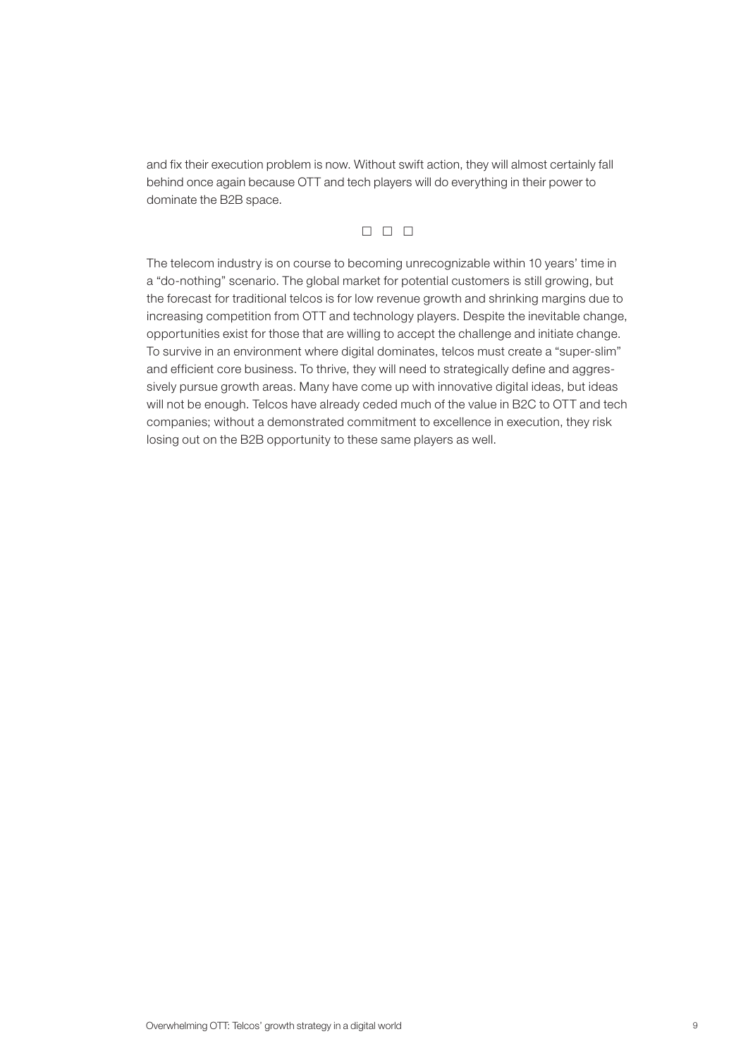and fix their execution problem is now. Without swift action, they will almost certainly fall behind once again because OTT and tech players will do everything in their power to dominate the B2B space.

□ □ □

The telecom industry is on course to becoming unrecognizable within 10 years' time in a "do-nothing" scenario. The global market for potential customers is still growing, but the forecast for traditional telcos is for low revenue growth and shrinking margins due to increasing competition from OTT and technology players. Despite the inevitable change, opportunities exist for those that are willing to accept the challenge and initiate change. To survive in an environment where digital dominates, telcos must create a "super-slim" and efficient core business. To thrive, they will need to strategically define and aggressively pursue growth areas. Many have come up with innovative digital ideas, but ideas will not be enough. Telcos have already ceded much of the value in B2C to OTT and tech companies; without a demonstrated commitment to excellence in execution, they risk losing out on the B2B opportunity to these same players as well.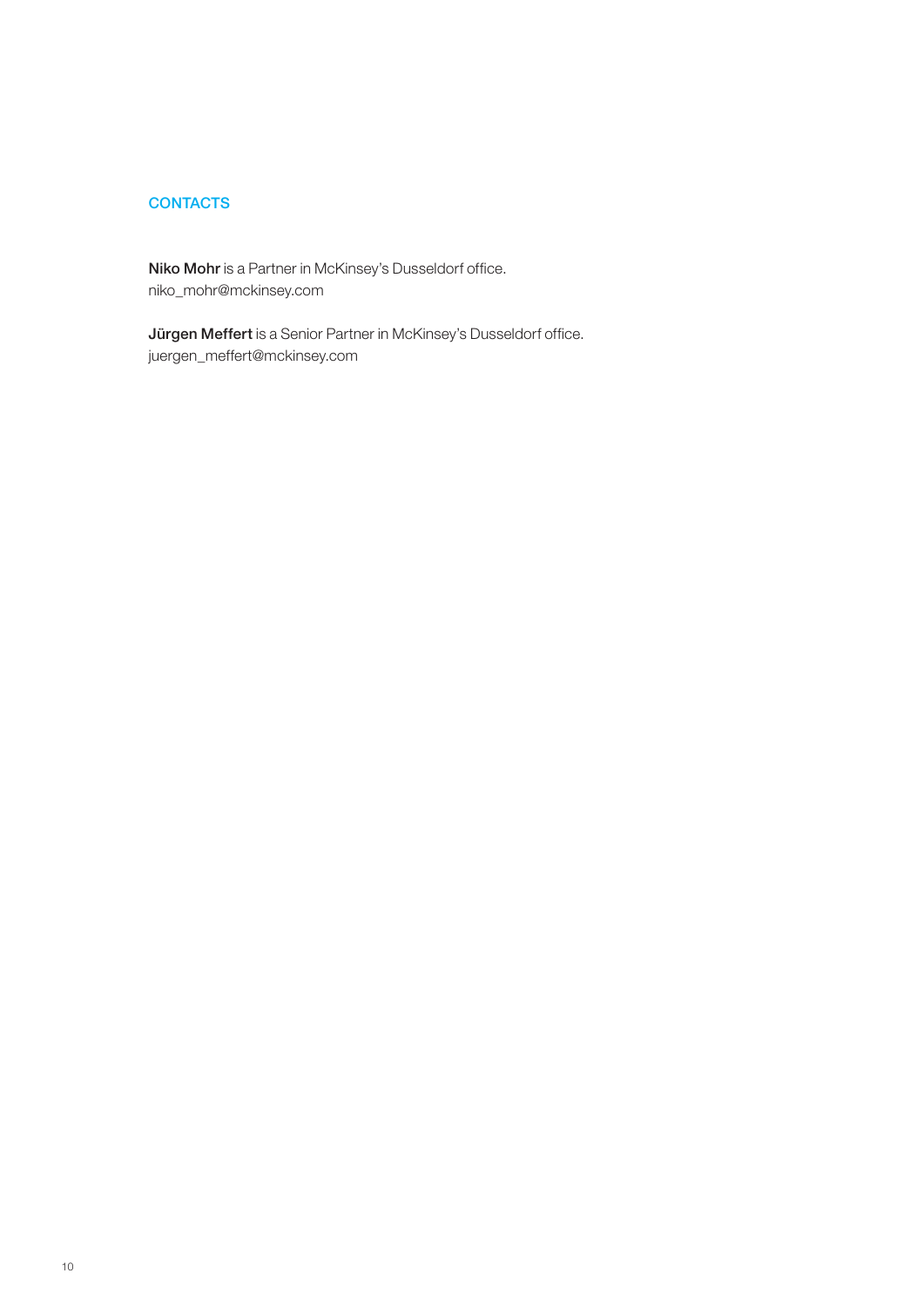## CONTACTS

**Niko Mohr** is a Partner in McKinsey's Dusseldorf office.
niko_mohr@mckinsey.com

**Jürgen Meffert** is a Senior Partner in McKinsey's Dusseldorf office.
juergen_meffert@mckinsey.com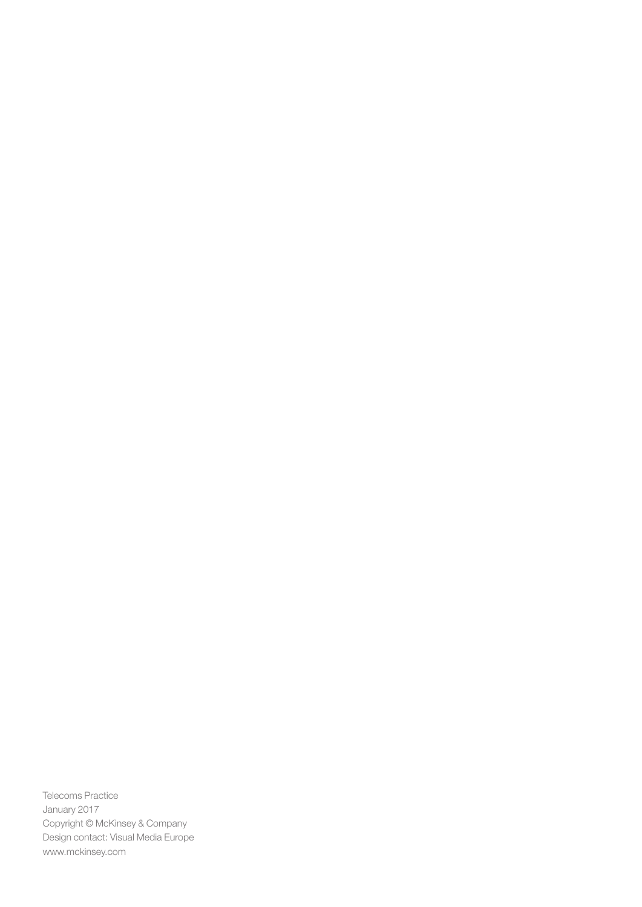Telecoms Practice
January 2017
Copyright © McKinsey & Company
Design contact: Visual Media Europe
www.mckinsey.com